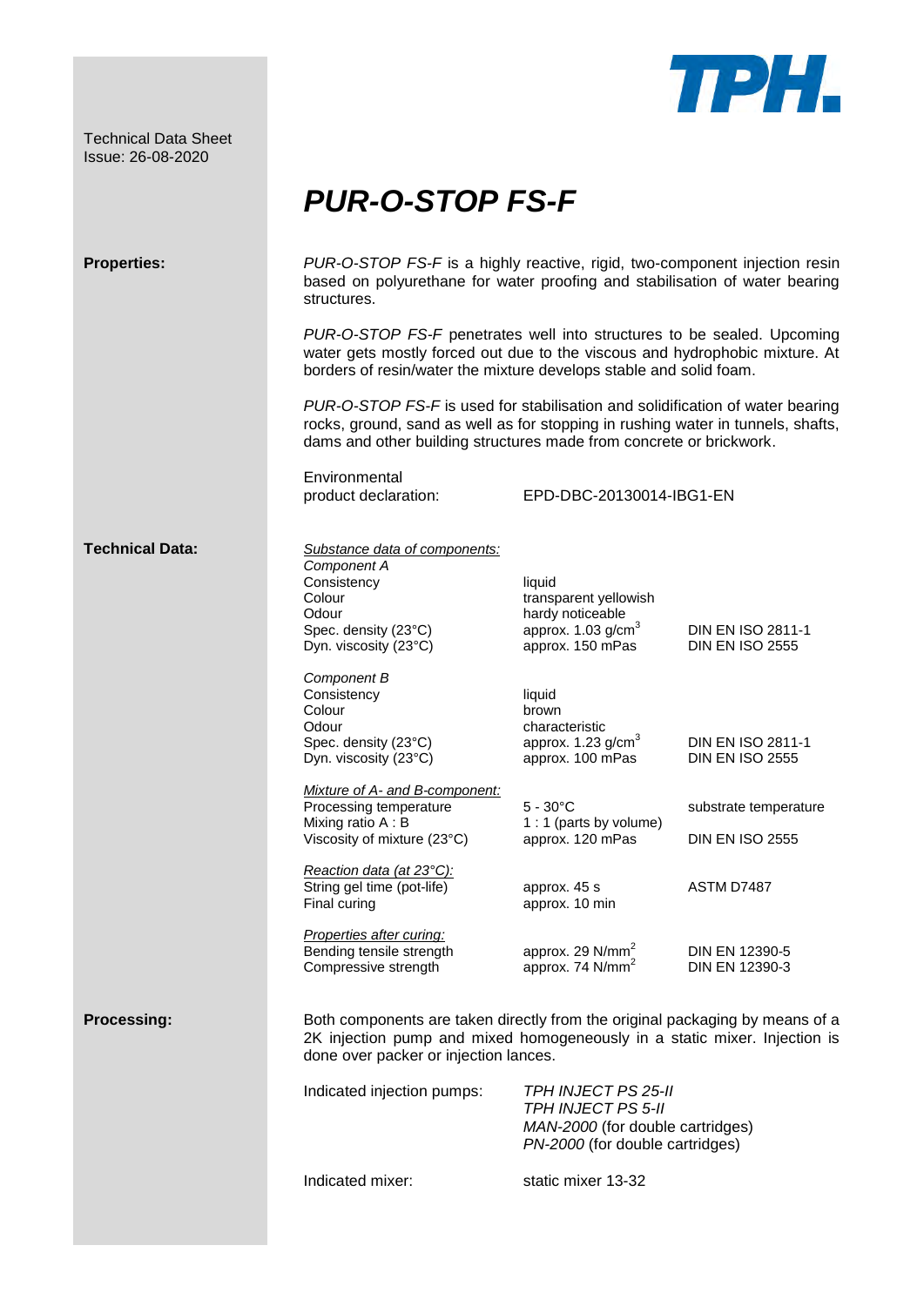Technical Data Sheet
Issue: 26-08-2020

# PUR-O-STOP FS-F

## Properties:

*PUR-O-STOP FS-F* is a highly reactive, rigid, two-component injection resin based on polyurethane for water proofing and stabilisation of water bearing structures.

*PUR-O-STOP FS-F* penetrates well into structures to be sealed. Upcoming water gets mostly forced out due to the viscous and hydrophobic mixture. At borders of resin/water the mixture develops stable and solid foam.

*PUR-O-STOP FS-F* is used for stabilisation and solidification of water bearing rocks, ground, sand as well as for stopping in rushing water in tunnels, shafts, dams and other building structures made from concrete or brickwork.

| | |
|---|---|
| Environmental product declaration: | EPD-DBC-20130014-IBG1-EN |

## Technical Data:

| | | |
|---|---|---|
| *Substance data of components:* | | |
| *Component A* | | |
| Consistency | liquid | |
| Colour | transparent yellowish | |
| Odour | hardy noticeable | |
| Spec. density (23°C) | approx. 1.03 g/cm$^3$ | DIN EN ISO 2811-1 |
| Dyn. viscosity (23°C) | approx. 150 mPas | DIN EN ISO 2555 |
| *Component B* | | |
| Consistency | liquid | |
| Colour | brown | |
| Odour | characteristic | |
| Spec. density (23°C) | approx. 1.23 g/cm$^3$ | DIN EN ISO 2811-1 |
| Dyn. viscosity (23°C) | approx. 100 mPas | DIN EN ISO 2555 |
| *Mixture of A- and B-component:* | | |
| Processing temperature | 5 - 30°C | substrate temperature |
| Mixing ratio A : B | 1 : 1 (parts by volume) | |
| Viscosity of mixture (23°C) | approx. 120 mPas | DIN EN ISO 2555 |
| *Reaction data (at 23°C):* | | |
| String gel time (pot-life) | approx. 45 s | ASTM D7487 |
| Final curing | approx. 10 min | |
| *Properties after curing:* | | |
| Bending tensile strength | approx. 29 N/mm$^2$ | DIN EN 12390-5 |
| Compressive strength | approx. 74 N/mm$^2$ | DIN EN 12390-3 |

## Processing:

Both components are taken directly from the original packaging by means of a 2K injection pump and mixed homogeneously in a static mixer. Injection is done over packer or injection lances.

| | |
|---|---|
| Indicated injection pumps: | *TPH INJECT PS 25-II*<br>*TPH INJECT PS 5-II*<br>*MAN-2000* (for double cartridges)<br>*PN-2000* (for double cartridges) |
| Indicated mixer: | static mixer 13-32 |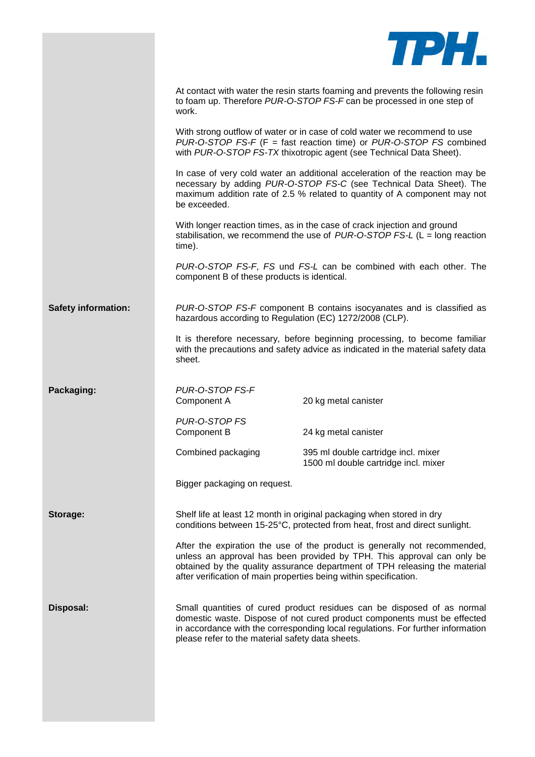At contact with water the resin starts foaming and prevents the following resin to foam up. Therefore *PUR-O-STOP FS-F* can be processed in one step of work.

With strong outflow of water or in case of cold water we recommend to use *PUR-O-STOP FS-F* (F = fast reaction time) or *PUR-O-STOP FS* combined with *PUR-O-STOP FS-TX* thixotropic agent (see Technical Data Sheet).

In case of very cold water an additional acceleration of the reaction may be necessary by adding *PUR-O-STOP FS-C* (see Technical Data Sheet). The maximum addition rate of 2.5 % related to quantity of A component may not be exceeded.

With longer reaction times, as in the case of crack injection and ground stabilisation, we recommend the use of *PUR-O-STOP FS-L* (L = long reaction time).

*PUR-O-STOP FS-F*, *FS* und *FS-L* can be combined with each other. The component B of these products is identical.

**Safety information:**

*PUR-O-STOP FS-F* component B contains isocyanates and is classified as hazardous according to Regulation (EC) 1272/2008 (CLP).

It is therefore necessary, before beginning processing, to become familiar with the precautions and safety advice as indicated in the material safety data sheet.

**Packaging:**

| | |
|---|---|
| *PUR-O-STOP FS-F* Component A | 20 kg metal canister |
| *PUR-O-STOP FS* Component B | 24 kg metal canister |
| Combined packaging | 395 ml double cartridge incl. mixer<br>1500 ml double cartridge incl. mixer |

Bigger packaging on request.

**Storage:**

Shelf life at least 12 month in original packaging when stored in dry conditions between 15-25°C, protected from heat, frost and direct sunlight.

After the expiration the use of the product is generally not recommended, unless an approval has been provided by TPH. This approval can only be obtained by the quality assurance department of TPH releasing the material after verification of main properties being within specification.

**Disposal:**

Small quantities of cured product residues can be disposed of as normal domestic waste. Dispose of not cured product components must be effected in accordance with the corresponding local regulations. For further information please refer to the material safety data sheets.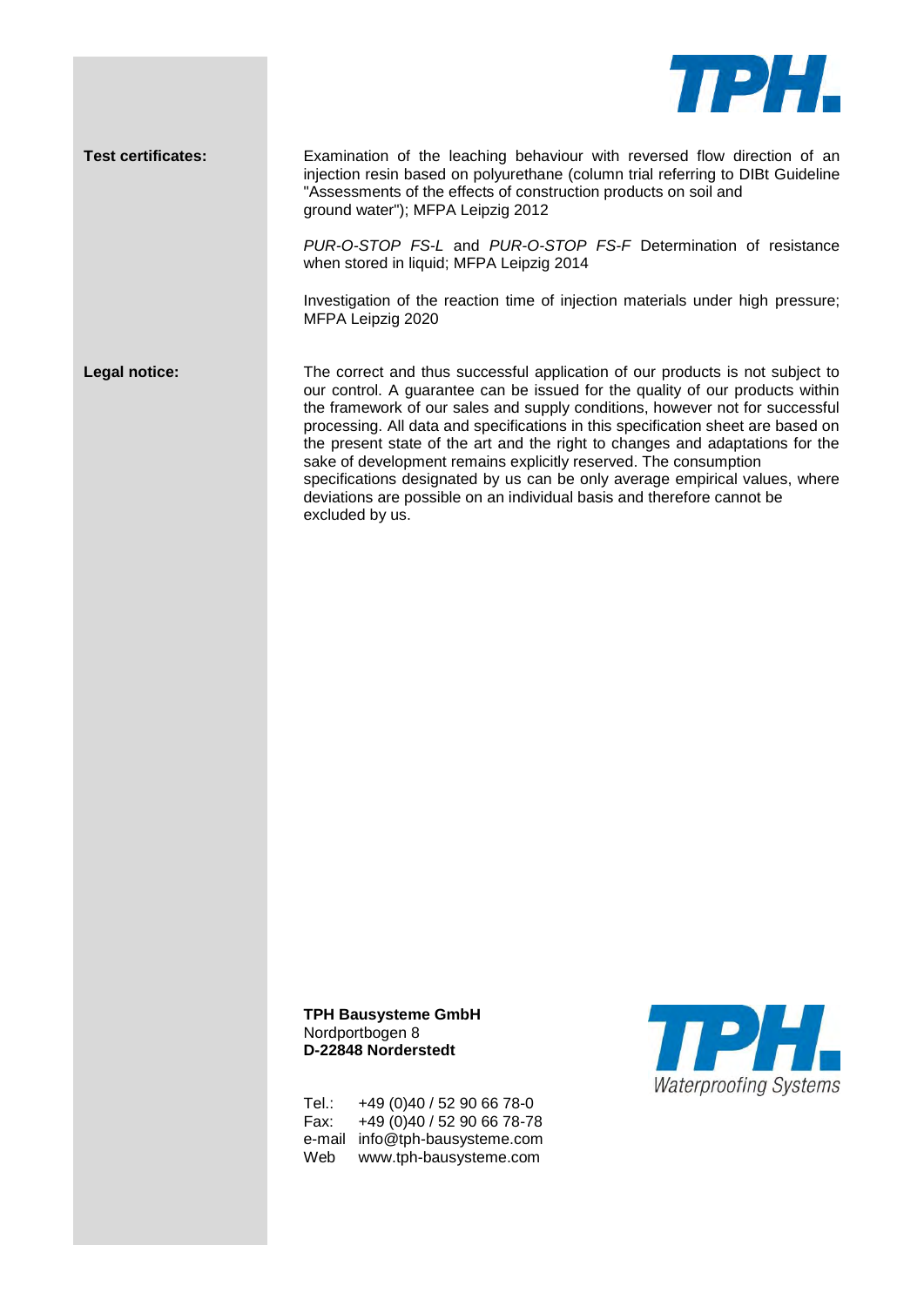**Test certificates:**

Examination of the leaching behaviour with reversed flow direction of an injection resin based on polyurethane (column trial referring to DIBt Guideline "Assessments of the effects of construction products on soil and ground water"); MFPA Leipzig 2012

*PUR-O-STOP FS-L* and *PUR-O-STOP FS-F* Determination of resistance when stored in liquid; MFPA Leipzig 2014

Investigation of the reaction time of injection materials under high pressure; MFPA Leipzig 2020

**Legal notice:**

The correct and thus successful application of our products is not subject to our control. A guarantee can be issued for the quality of our products within the framework of our sales and supply conditions, however not for successful processing. All data and specifications in this specification sheet are based on the present state of the art and the right to changes and adaptations for the sake of development remains explicitly reserved. The consumption specifications designated by us can be only average empirical values, where deviations are possible on an individual basis and therefore cannot be excluded by us.

**TPH Bausysteme GmbH**
Nordportbogen 8
**D-22848 Norderstedt**

Tel.: +49 (0)40 / 52 90 66 78-0
Fax: +49 (0)40 / 52 90 66 78-78
e-mail info@tph-bausysteme.com
Web www.tph-bausysteme.com

TPH. Waterproofing Systems